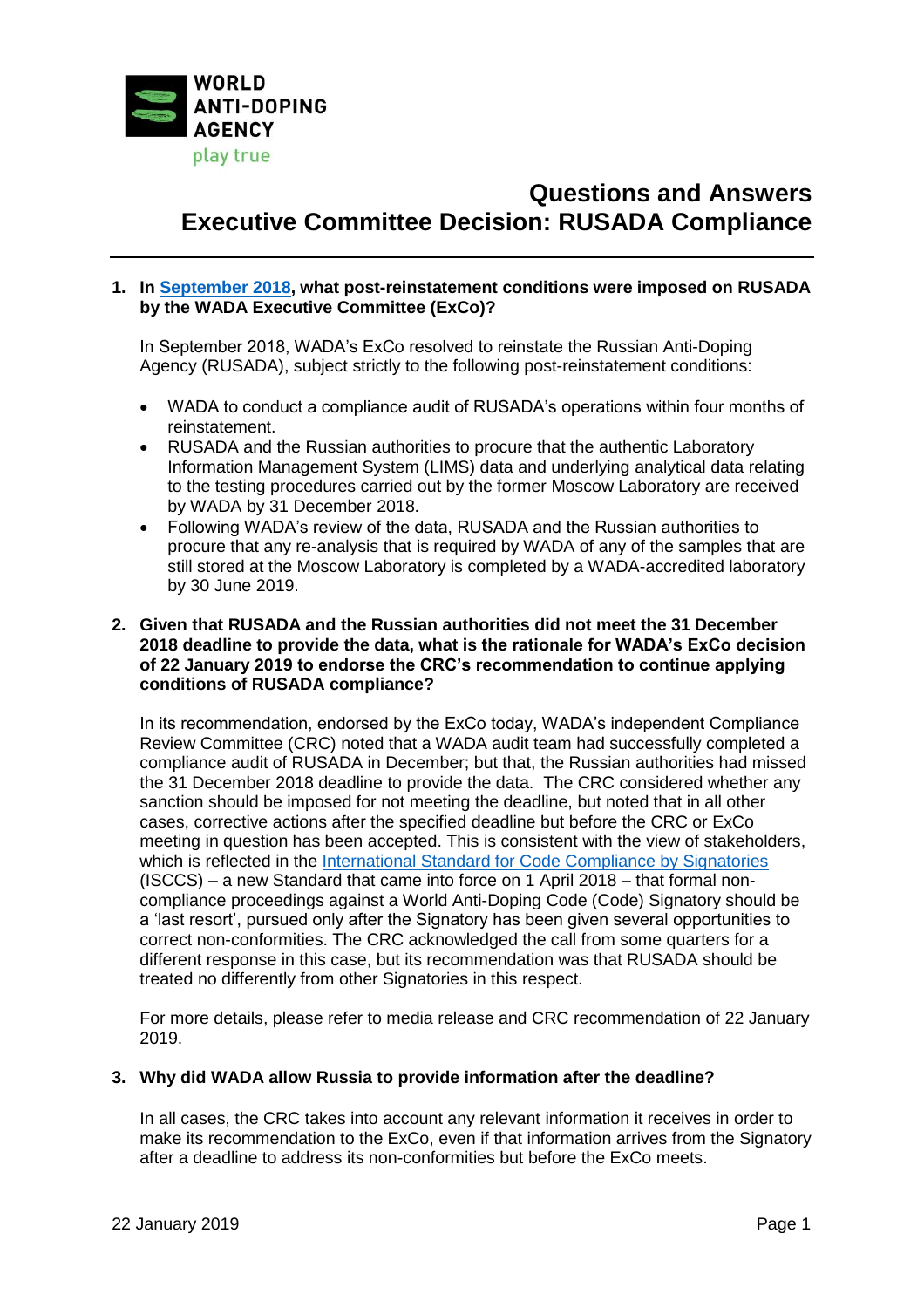WORLD ANTI-DOPING AGENCY

play true

# Questions and Answers
# Executive Committee Decision: RUSADA Compliance

**1. In September 2018, what post-reinstatement conditions were imposed on RUSADA by the WADA Executive Committee (ExCo)?**

In September 2018, WADA's ExCo resolved to reinstate the Russian Anti-Doping Agency (RUSADA), subject strictly to the following post-reinstatement conditions:

- WADA to conduct a compliance audit of RUSADA's operations within four months of reinstatement.
- RUSADA and the Russian authorities to procure that the authentic Laboratory Information Management System (LIMS) data and underlying analytical data relating to the testing procedures carried out by the former Moscow Laboratory are received by WADA by 31 December 2018.
- Following WADA's review of the data, RUSADA and the Russian authorities to procure that any re-analysis that is required by WADA of any of the samples that are still stored at the Moscow Laboratory is completed by a WADA-accredited laboratory by 30 June 2019.

**2. Given that RUSADA and the Russian authorities did not meet the 31 December 2018 deadline to provide the data, what is the rationale for WADA's ExCo decision of 22 January 2019 to endorse the CRC's recommendation to continue applying conditions of RUSADA compliance?**

In its recommendation, endorsed by the ExCo today, WADA's independent Compliance Review Committee (CRC) noted that a WADA audit team had successfully completed a compliance audit of RUSADA in December; but that, the Russian authorities had missed the 31 December 2018 deadline to provide the data. The CRC considered whether any sanction should be imposed for not meeting the deadline, but noted that in all other cases, corrective actions after the specified deadline but before the CRC or ExCo meeting in question has been accepted. This is consistent with the view of stakeholders, which is reflected in the International Standard for Code Compliance by Signatories (ISCCS) – a new Standard that came into force on 1 April 2018 – that formal non-compliance proceedings against a World Anti-Doping Code (Code) Signatory should be a 'last resort', pursued only after the Signatory has been given several opportunities to correct non-conformities. The CRC acknowledged the call from some quarters for a different response in this case, but its recommendation was that RUSADA should be treated no differently from other Signatories in this respect.

For more details, please refer to media release and CRC recommendation of 22 January 2019.

**3. Why did WADA allow Russia to provide information after the deadline?**

In all cases, the CRC takes into account any relevant information it receives in order to make its recommendation to the ExCo, even if that information arrives from the Signatory after a deadline to address its non-conformities but before the ExCo meets.

22 January 2019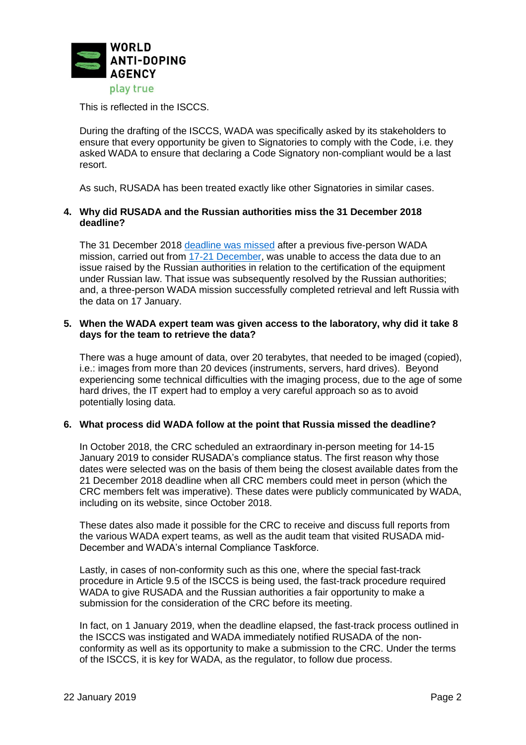This is reflected in the ISCCS.

During the drafting of the ISCCS, WADA was specifically asked by its stakeholders to ensure that every opportunity be given to Signatories to comply with the Code, i.e. they asked WADA to ensure that declaring a Code Signatory non-compliant would be a last resort.

As such, RUSADA has been treated exactly like other Signatories in similar cases.

**4. Why did RUSADA and the Russian authorities miss the 31 December 2018 deadline?**

The 31 December 2018 deadline was missed after a previous five-person WADA mission, carried out from 17-21 December, was unable to access the data due to an issue raised by the Russian authorities in relation to the certification of the equipment under Russian law. That issue was subsequently resolved by the Russian authorities; and, a three-person WADA mission successfully completed retrieval and left Russia with the data on 17 January.

**5. When the WADA expert team was given access to the laboratory, why did it take 8 days for the team to retrieve the data?**

There was a huge amount of data, over 20 terabytes, that needed to be imaged (copied), i.e.: images from more than 20 devices (instruments, servers, hard drives). Beyond experiencing some technical difficulties with the imaging process, due to the age of some hard drives, the IT expert had to employ a very careful approach so as to avoid potentially losing data.

**6. What process did WADA follow at the point that Russia missed the deadline?**

In October 2018, the CRC scheduled an extraordinary in-person meeting for 14-15 January 2019 to consider RUSADA's compliance status. The first reason why those dates were selected was on the basis of them being the closest available dates from the 21 December 2018 deadline when all CRC members could meet in person (which the CRC members felt was imperative). These dates were publicly communicated by WADA, including on its website, since October 2018.

These dates also made it possible for the CRC to receive and discuss full reports from the various WADA expert teams, as well as the audit team that visited RUSADA mid-December and WADA's internal Compliance Taskforce.

Lastly, in cases of non-conformity such as this one, where the special fast-track procedure in Article 9.5 of the ISCCS is being used, the fast-track procedure required WADA to give RUSADA and the Russian authorities a fair opportunity to make a submission for the consideration of the CRC before its meeting.

In fact, on 1 January 2019, when the deadline elapsed, the fast-track process outlined in the ISCCS was instigated and WADA immediately notified RUSADA of the non-conformity as well as its opportunity to make a submission to the CRC. Under the terms of the ISCCS, it is key for WADA, as the regulator, to follow due process.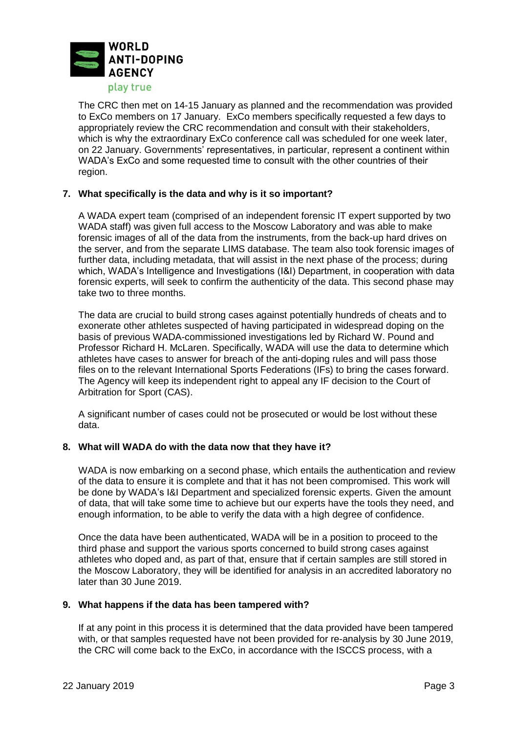The CRC then met on 14-15 January as planned and the recommendation was provided to ExCo members on 17 January. ExCo members specifically requested a few days to appropriately review the CRC recommendation and consult with their stakeholders, which is why the extraordinary ExCo conference call was scheduled for one week later, on 22 January. Governments' representatives, in particular, represent a continent within WADA's ExCo and some requested time to consult with the other countries of their region.

**7. What specifically is the data and why is it so important?**

A WADA expert team (comprised of an independent forensic IT expert supported by two WADA staff) was given full access to the Moscow Laboratory and was able to make forensic images of all of the data from the instruments, from the back-up hard drives on the server, and from the separate LIMS database. The team also took forensic images of further data, including metadata, that will assist in the next phase of the process; during which, WADA's Intelligence and Investigations (I&I) Department, in cooperation with data forensic experts, will seek to confirm the authenticity of the data. This second phase may take two to three months.

The data are crucial to build strong cases against potentially hundreds of cheats and to exonerate other athletes suspected of having participated in widespread doping on the basis of previous WADA-commissioned investigations led by Richard W. Pound and Professor Richard H. McLaren. Specifically, WADA will use the data to determine which athletes have cases to answer for breach of the anti-doping rules and will pass those files on to the relevant International Sports Federations (IFs) to bring the cases forward. The Agency will keep its independent right to appeal any IF decision to the Court of Arbitration for Sport (CAS).

A significant number of cases could not be prosecuted or would be lost without these data.

**8. What will WADA do with the data now that they have it?**

WADA is now embarking on a second phase, which entails the authentication and review of the data to ensure it is complete and that it has not been compromised. This work will be done by WADA's I&I Department and specialized forensic experts. Given the amount of data, that will take some time to achieve but our experts have the tools they need, and enough information, to be able to verify the data with a high degree of confidence.

Once the data have been authenticated, WADA will be in a position to proceed to the third phase and support the various sports concerned to build strong cases against athletes who doped and, as part of that, ensure that if certain samples are still stored in the Moscow Laboratory, they will be identified for analysis in an accredited laboratory no later than 30 June 2019.

**9. What happens if the data has been tampered with?**

If at any point in this process it is determined that the data provided have been tampered with, or that samples requested have not been provided for re-analysis by 30 June 2019, the CRC will come back to the ExCo, in accordance with the ISCCS process, with a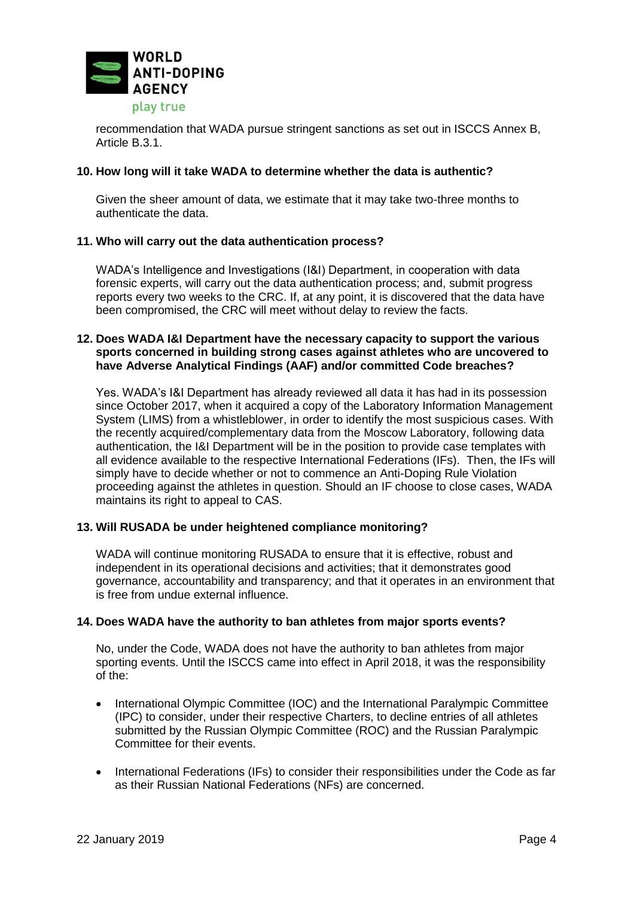recommendation that WADA pursue stringent sanctions as set out in ISCCS Annex B, Article B.3.1.

**10. How long will it take WADA to determine whether the data is authentic?**

Given the sheer amount of data, we estimate that it may take two-three months to authenticate the data.

**11. Who will carry out the data authentication process?**

WADA's Intelligence and Investigations (I&I) Department, in cooperation with data forensic experts, will carry out the data authentication process; and, submit progress reports every two weeks to the CRC. If, at any point, it is discovered that the data have been compromised, the CRC will meet without delay to review the facts.

**12. Does WADA I&I Department have the necessary capacity to support the various sports concerned in building strong cases against athletes who are uncovered to have Adverse Analytical Findings (AAF) and/or committed Code breaches?**

Yes. WADA's I&I Department has already reviewed all data it has had in its possession since October 2017, when it acquired a copy of the Laboratory Information Management System (LIMS) from a whistleblower, in order to identify the most suspicious cases. With the recently acquired/complementary data from the Moscow Laboratory, following data authentication, the I&I Department will be in the position to provide case templates with all evidence available to the respective International Federations (IFs). Then, the IFs will simply have to decide whether or not to commence an Anti-Doping Rule Violation proceeding against the athletes in question. Should an IF choose to close cases, WADA maintains its right to appeal to CAS.

**13. Will RUSADA be under heightened compliance monitoring?**

WADA will continue monitoring RUSADA to ensure that it is effective, robust and independent in its operational decisions and activities; that it demonstrates good governance, accountability and transparency; and that it operates in an environment that is free from undue external influence.

**14. Does WADA have the authority to ban athletes from major sports events?**

No, under the Code, WADA does not have the authority to ban athletes from major sporting events. Until the ISCCS came into effect in April 2018, it was the responsibility of the:

- International Olympic Committee (IOC) and the International Paralympic Committee (IPC) to consider, under their respective Charters, to decline entries of all athletes submitted by the Russian Olympic Committee (ROC) and the Russian Paralympic Committee for their events.
- International Federations (IFs) to consider their responsibilities under the Code as far as their Russian National Federations (NFs) are concerned.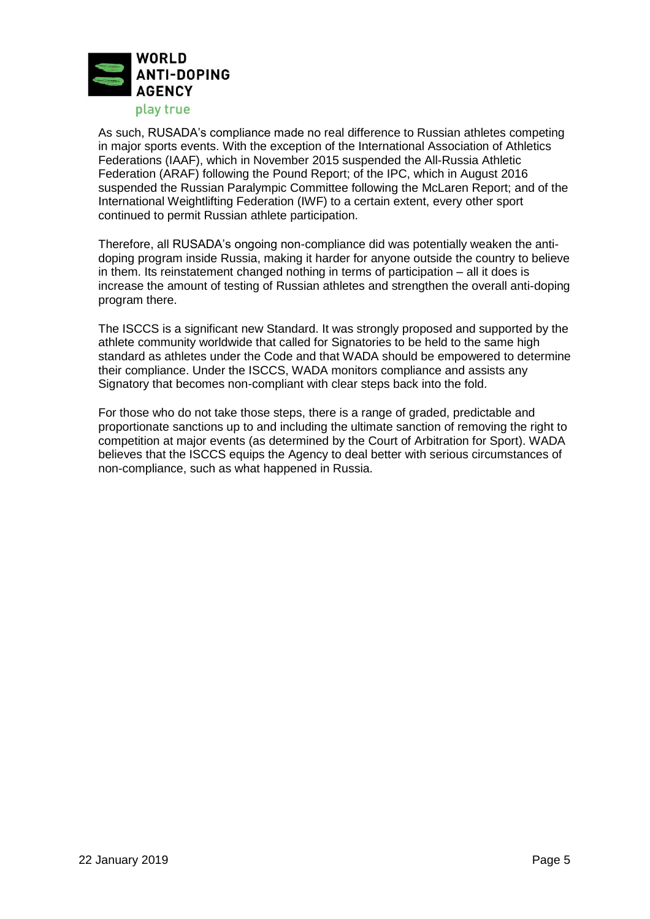As such, RUSADA's compliance made no real difference to Russian athletes competing in major sports events. With the exception of the International Association of Athletics Federations (IAAF), which in November 2015 suspended the All-Russia Athletic Federation (ARAF) following the Pound Report; of the IPC, which in August 2016 suspended the Russian Paralympic Committee following the McLaren Report; and of the International Weightlifting Federation (IWF) to a certain extent, every other sport continued to permit Russian athlete participation.

Therefore, all RUSADA's ongoing non-compliance did was potentially weaken the anti-doping program inside Russia, making it harder for anyone outside the country to believe in them. Its reinstatement changed nothing in terms of participation – all it does is increase the amount of testing of Russian athletes and strengthen the overall anti-doping program there.

The ISCCS is a significant new Standard. It was strongly proposed and supported by the athlete community worldwide that called for Signatories to be held to the same high standard as athletes under the Code and that WADA should be empowered to determine their compliance. Under the ISCCS, WADA monitors compliance and assists any Signatory that becomes non-compliant with clear steps back into the fold.

For those who do not take those steps, there is a range of graded, predictable and proportionate sanctions up to and including the ultimate sanction of removing the right to competition at major events (as determined by the Court of Arbitration for Sport). WADA believes that the ISCCS equips the Agency to deal better with serious circumstances of non-compliance, such as what happened in Russia.